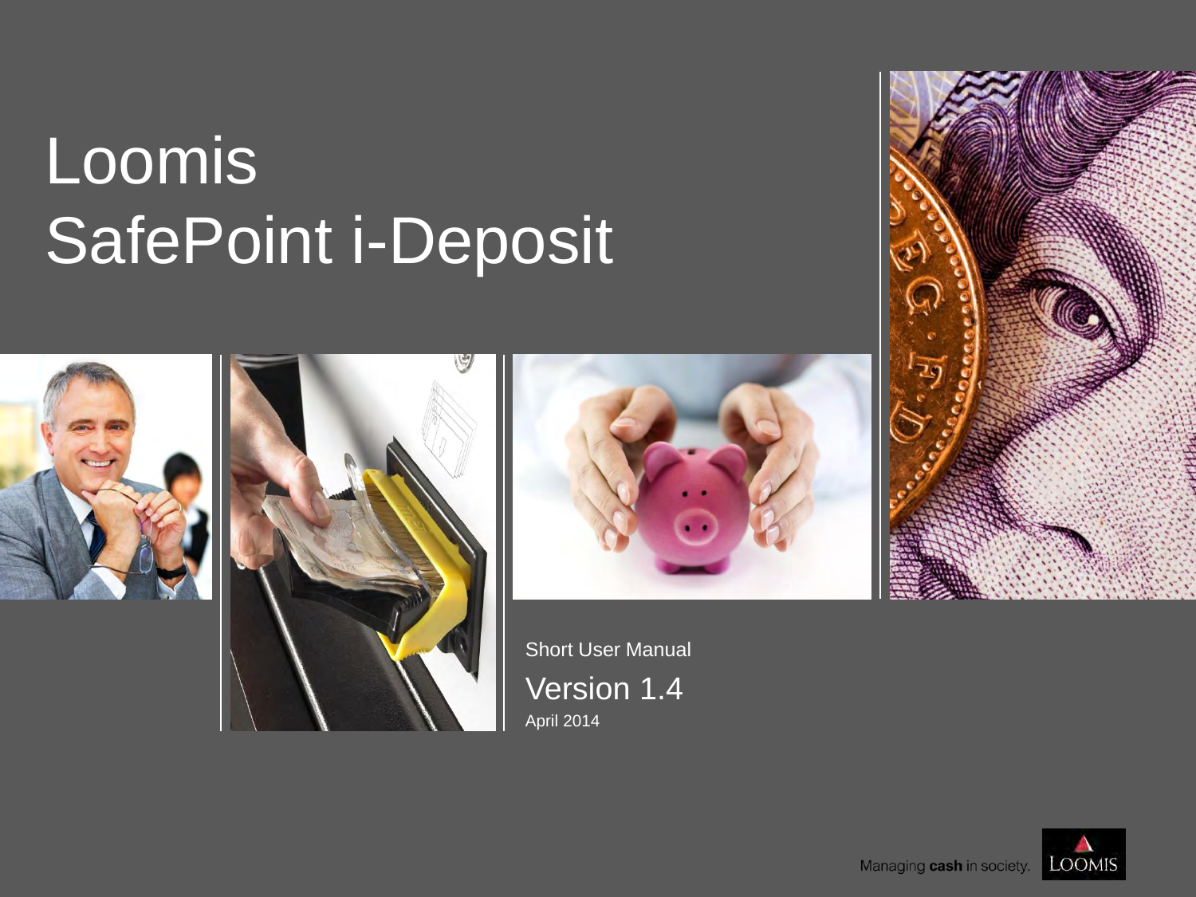# Loomis SafePoint i-Deposit

Short User Manual

Version 1.4

April 2014

Managing **cash** in society.

LOOMIS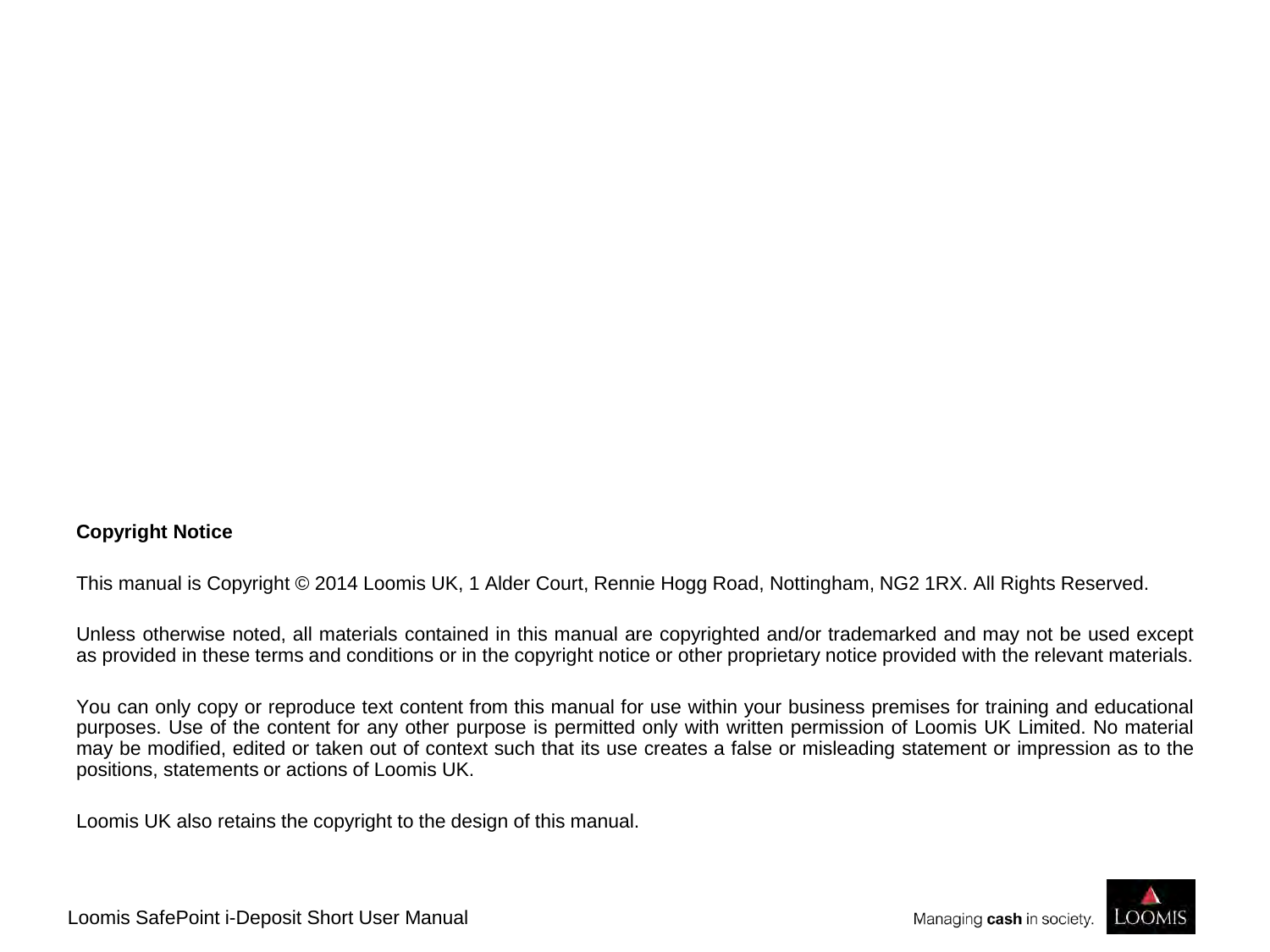**Copyright Notice**

This manual is Copyright © 2014 Loomis UK, 1 Alder Court, Rennie Hogg Road, Nottingham, NG2 1RX. All Rights Reserved.

Unless otherwise noted, all materials contained in this manual are copyrighted and/or trademarked and may not be used except as provided in these terms and conditions or in the copyright notice or other proprietary notice provided with the relevant materials.

You can only copy or reproduce text content from this manual for use within your business premises for training and educational purposes. Use of the content for any other purpose is permitted only with written permission of Loomis UK Limited. No material may be modified, edited or taken out of context such that its use creates a false or misleading statement or impression as to the positions, statements or actions of Loomis UK.

Loomis UK also retains the copyright to the design of this manual.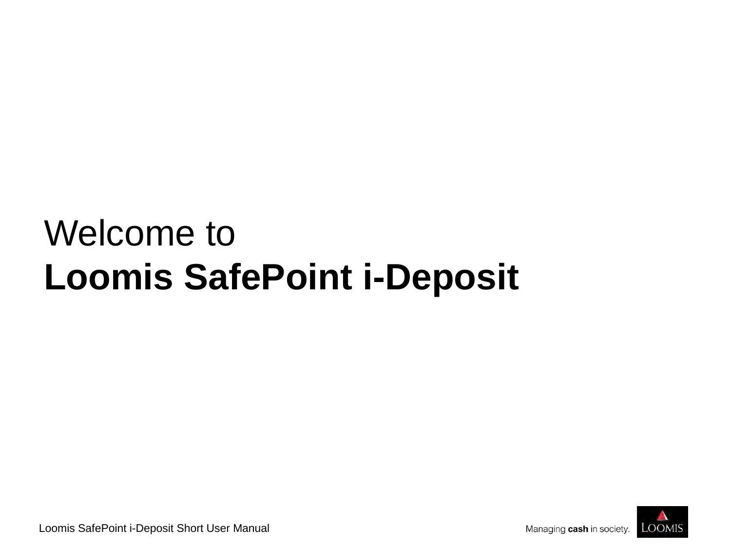Welcome to

# Loomis SafePoint i-Deposit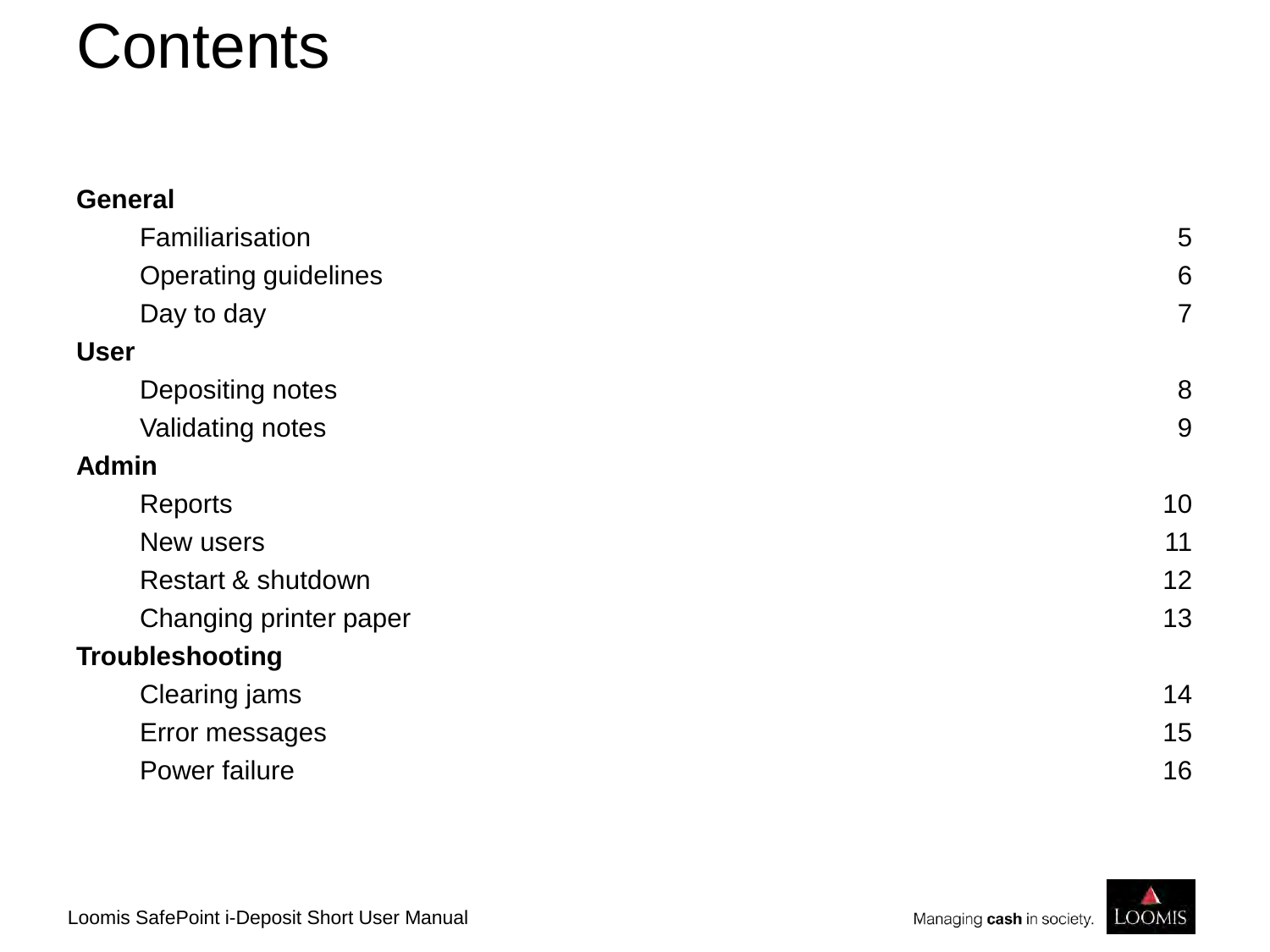# Contents

| | |
|---|---|
| **General** | |
| Familiarisation | 5 |
| Operating guidelines | 6 |
| Day to day | 7 |
| **User** | |
| Depositing notes | 8 |
| Validating notes | 9 |
| **Admin** | |
| Reports | 10 |
| New users | 11 |
| Restart & shutdown | 12 |
| Changing printer paper | 13 |
| **Troubleshooting** | |
| Clearing jams | 14 |
| Error messages | 15 |
| Power failure | 16 |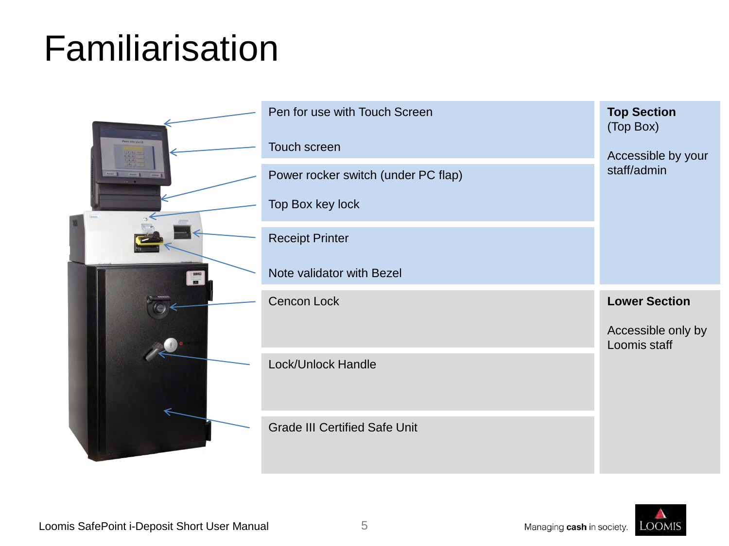# Familiarisation

| Component | Section |
|---|---|
| Pen for use with Touch Screen<br>Touch screen | **Top Section**<br>(Top Box)<br><br>Accessible by your staff/admin |
| Power rocker switch (under PC flap)<br>Top Box key lock | |
| Receipt Printer<br>Note validator with Bezel | |
| Cencon Lock | **Lower Section**<br><br>Accessible only by Loomis staff |
| Lock/Unlock Handle | |
| Grade III Certified Safe Unit | |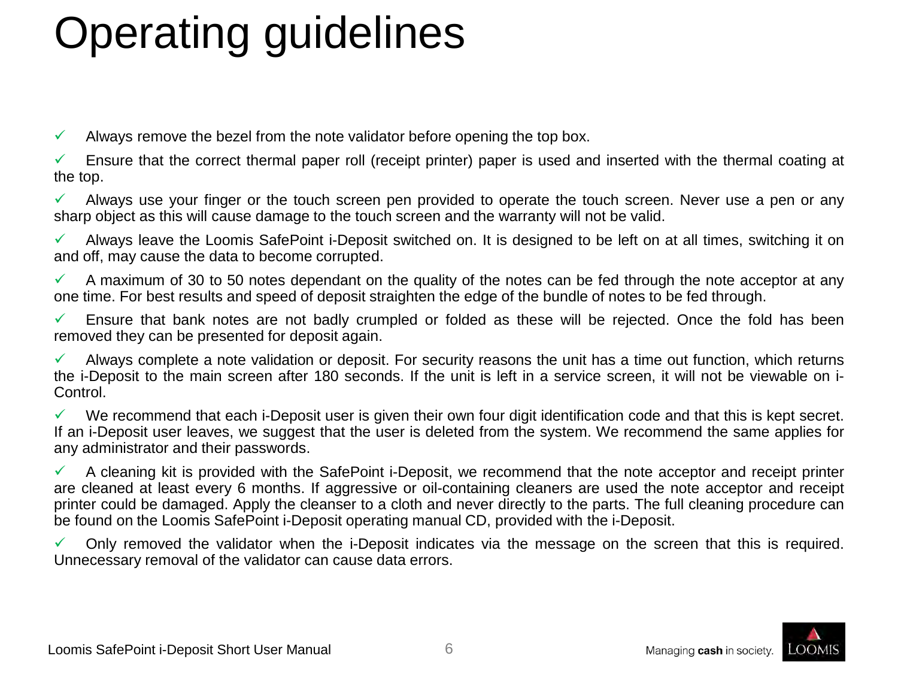# Operating guidelines

- ✓ Always remove the bezel from the note validator before opening the top box.
- ✓ Ensure that the correct thermal paper roll (receipt printer) paper is used and inserted with the thermal coating at the top.
- ✓ Always use your finger or the touch screen pen provided to operate the touch screen. Never use a pen or any sharp object as this will cause damage to the touch screen and the warranty will not be valid.
- ✓ Always leave the Loomis SafePoint i-Deposit switched on. It is designed to be left on at all times, switching it on and off, may cause the data to become corrupted.
- ✓ A maximum of 30 to 50 notes dependant on the quality of the notes can be fed through the note acceptor at any one time. For best results and speed of deposit straighten the edge of the bundle of notes to be fed through.
- ✓ Ensure that bank notes are not badly crumpled or folded as these will be rejected. Once the fold has been removed they can be presented for deposit again.
- ✓ Always complete a note validation or deposit. For security reasons the unit has a time out function, which returns the i-Deposit to the main screen after 180 seconds. If the unit is left in a service screen, it will not be viewable on i-Control.
- ✓ We recommend that each i-Deposit user is given their own four digit identification code and that this is kept secret. If an i-Deposit user leaves, we suggest that the user is deleted from the system. We recommend the same applies for any administrator and their passwords.
- ✓ A cleaning kit is provided with the SafePoint i-Deposit, we recommend that the note acceptor and receipt printer are cleaned at least every 6 months. If aggressive or oil-containing cleaners are used the note acceptor and receipt printer could be damaged. Apply the cleanser to a cloth and never directly to the parts. The full cleaning procedure can be found on the Loomis SafePoint i-Deposit operating manual CD, provided with the i-Deposit.
- ✓ Only removed the validator when the i-Deposit indicates via the message on the screen that this is required. Unnecessary removal of the validator can cause data errors.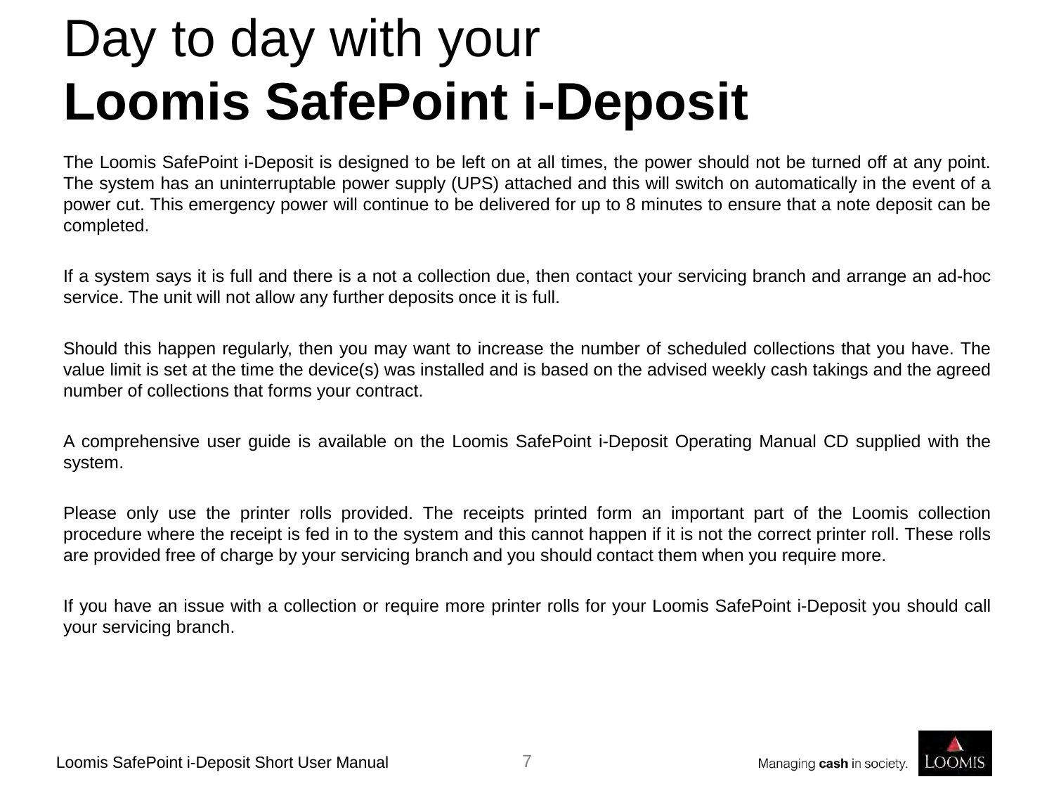# Day to day with your **Loomis SafePoint i-Deposit**

The Loomis SafePoint i-Deposit is designed to be left on at all times, the power should not be turned off at any point. The system has an uninterruptable power supply (UPS) attached and this will switch on automatically in the event of a power cut. This emergency power will continue to be delivered for up to 8 minutes to ensure that a note deposit can be completed.

If a system says it is full and there is a not a collection due, then contact your servicing branch and arrange an ad-hoc service. The unit will not allow any further deposits once it is full.

Should this happen regularly, then you may want to increase the number of scheduled collections that you have. The value limit is set at the time the device(s) was installed and is based on the advised weekly cash takings and the agreed number of collections that forms your contract.

A comprehensive user guide is available on the Loomis SafePoint i-Deposit Operating Manual CD supplied with the system.

Please only use the printer rolls provided. The receipts printed form an important part of the Loomis collection procedure where the receipt is fed in to the system and this cannot happen if it is not the correct printer roll. These rolls are provided free of charge by your servicing branch and you should contact them when you require more.

If you have an issue with a collection or require more printer rolls for your Loomis SafePoint i-Deposit you should call your servicing branch.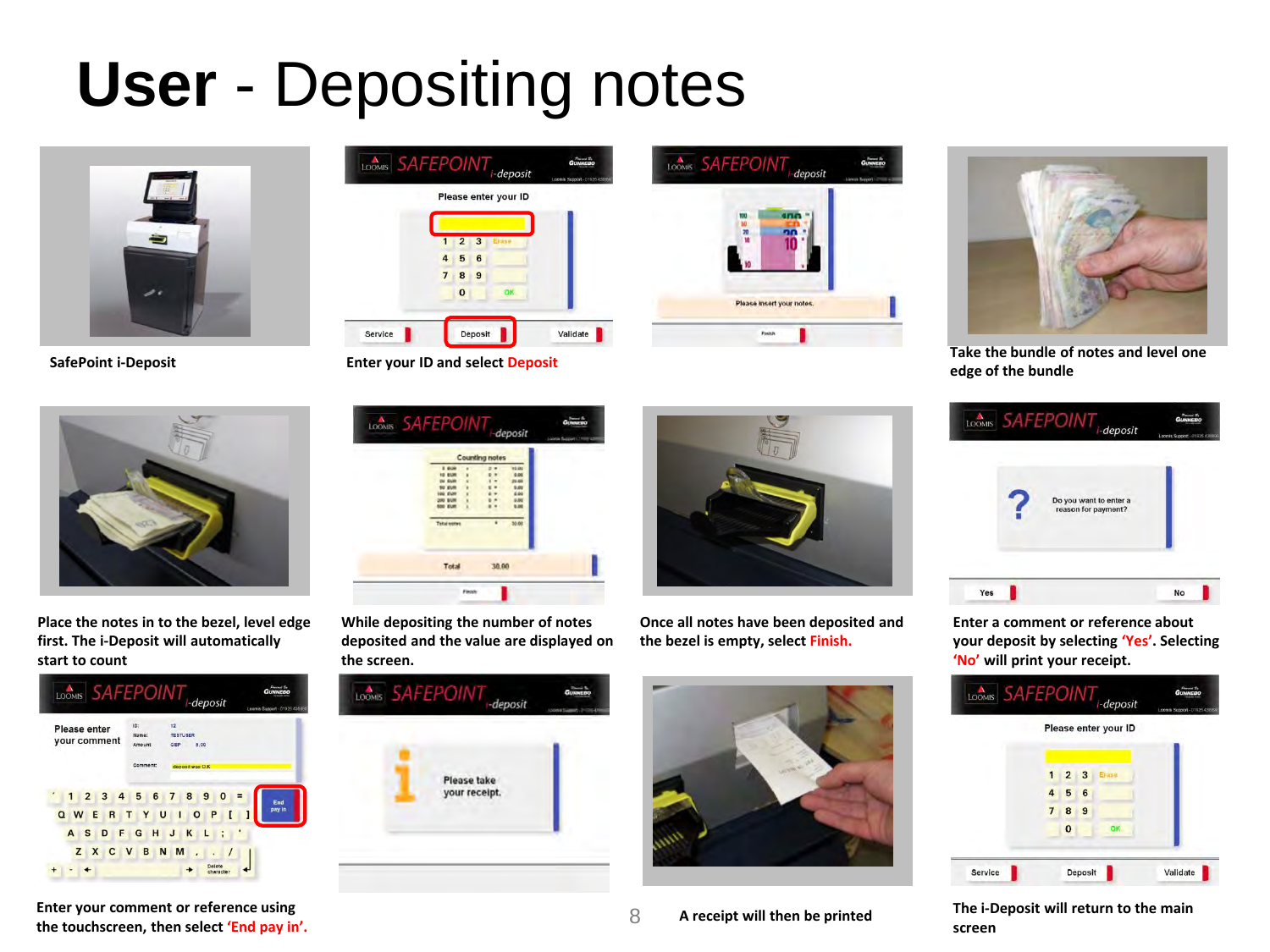# User - Depositing notes

SafePoint i-Deposit

Enter your ID and select **Deposit**

Take the bundle of notes and level one edge of the bundle

Place the notes in to the bezel, level edge first. The i-Deposit will automatically start to count

While depositing the number of notes deposited and the value are displayed on the screen.

Once all notes have been deposited and the bezel is empty, select **Finish.**

Enter a comment or reference about your deposit by selecting **'Yes'**. Selecting **'No'** will print your receipt.

Enter your comment or reference using the touchscreen, then select **'End pay in'.**

A receipt will then be printed

The i-Deposit will return to the main screen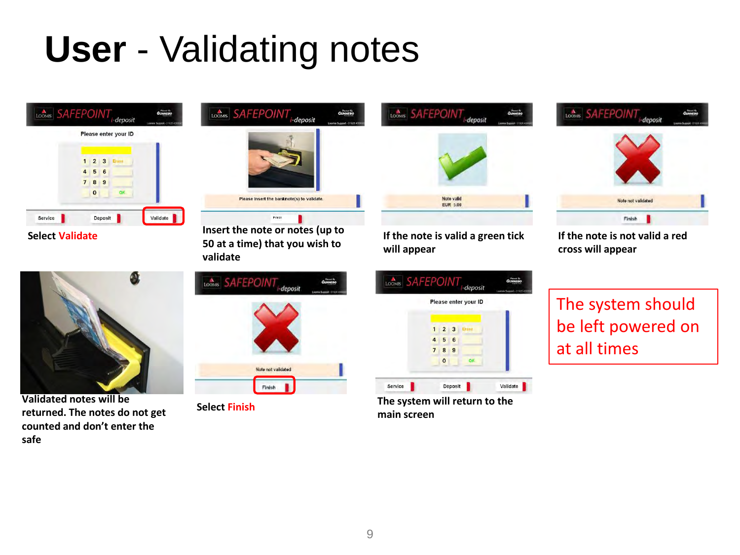# **User** - Validating notes

Select **Validate**

Insert the note or notes (up to 50 at a time) that you wish to validate

If the note is valid a green tick will appear

If the note is not valid a red cross will appear

Validated notes will be returned. The notes do not get counted and don't enter the safe

Select **Finish**

The system will return to the main screen

The system should be left powered on at all times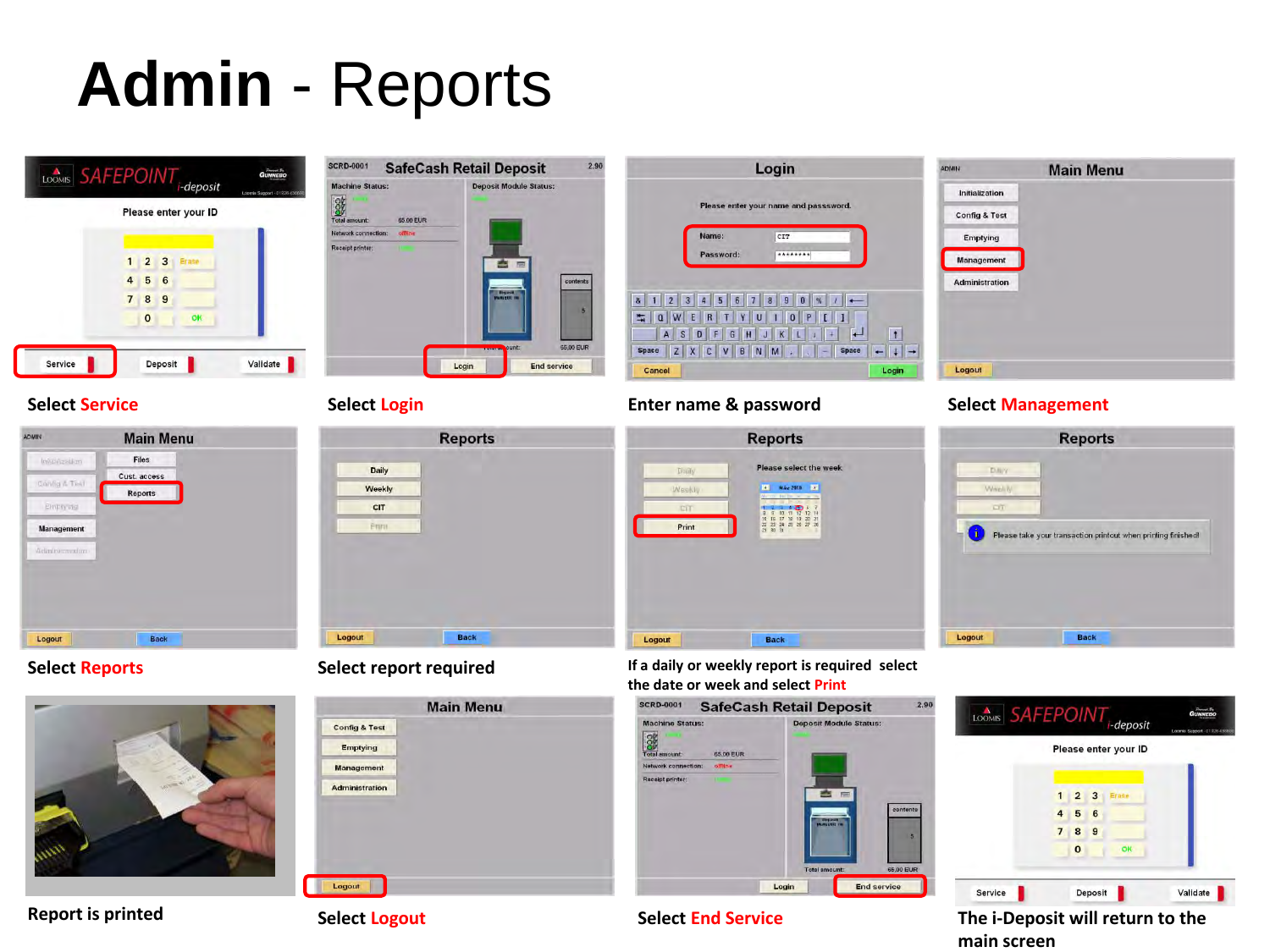# **Admin** - Reports

Select **Service**

Select **Login**

Enter name & password

Select **Management**

Select **Reports**

Select report required

If a daily or weekly report is required select the date or week and select **Print**

Report is printed

Select **Logout**

Select **End Service**

The i-Deposit will return to the main screen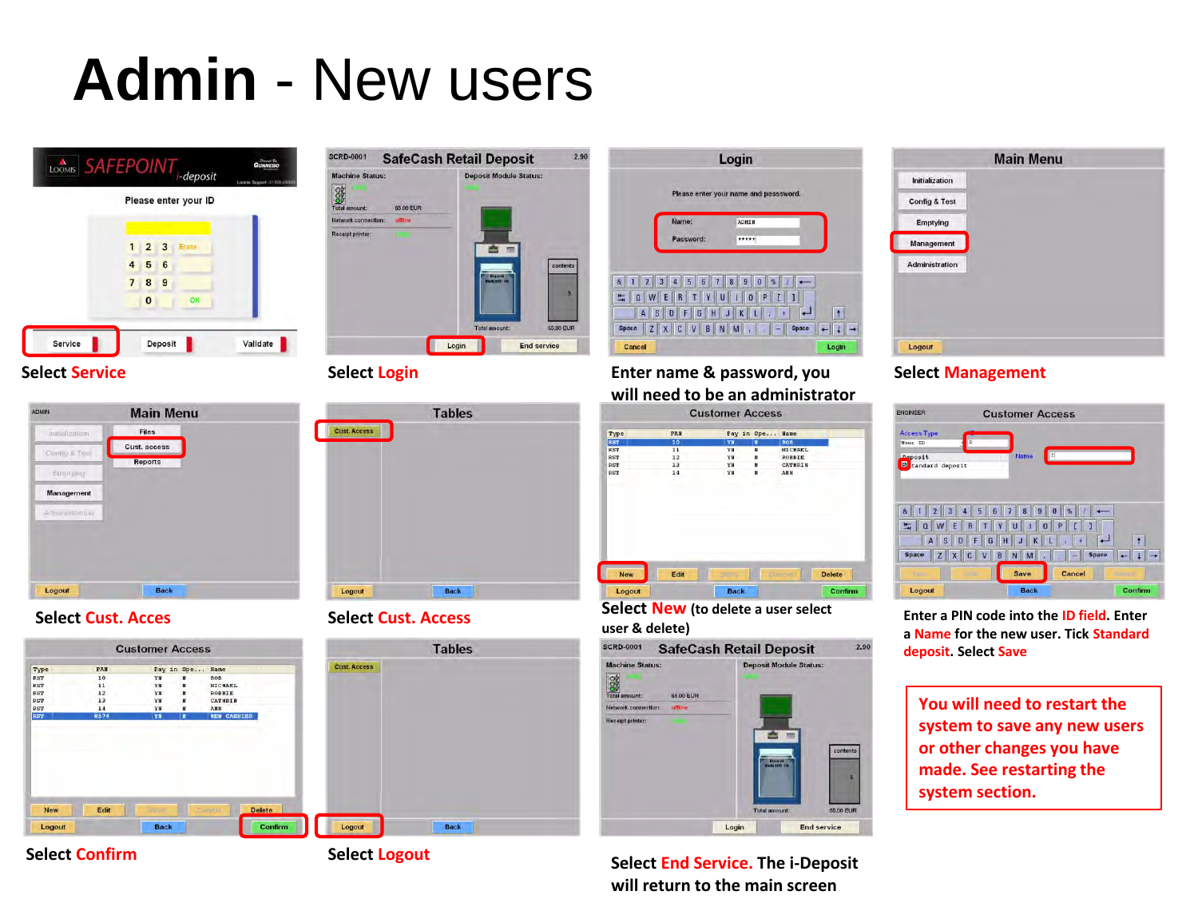# Admin - New users

Select Service

Select Login

Enter name & password, you will need to be an administrator

Select Management

Select Cust. Acces

Select Cust. Access

Select New (to delete a user select user & delete)

Enter a PIN code into the ID field. Enter a Name for the new user. Tick Standard deposit. Select Save

You will need to restart the system to save any new users or other changes you have made. See restarting the system section.

Select Confirm

Select Logout

Select End Service. The i-Deposit will return to the main screen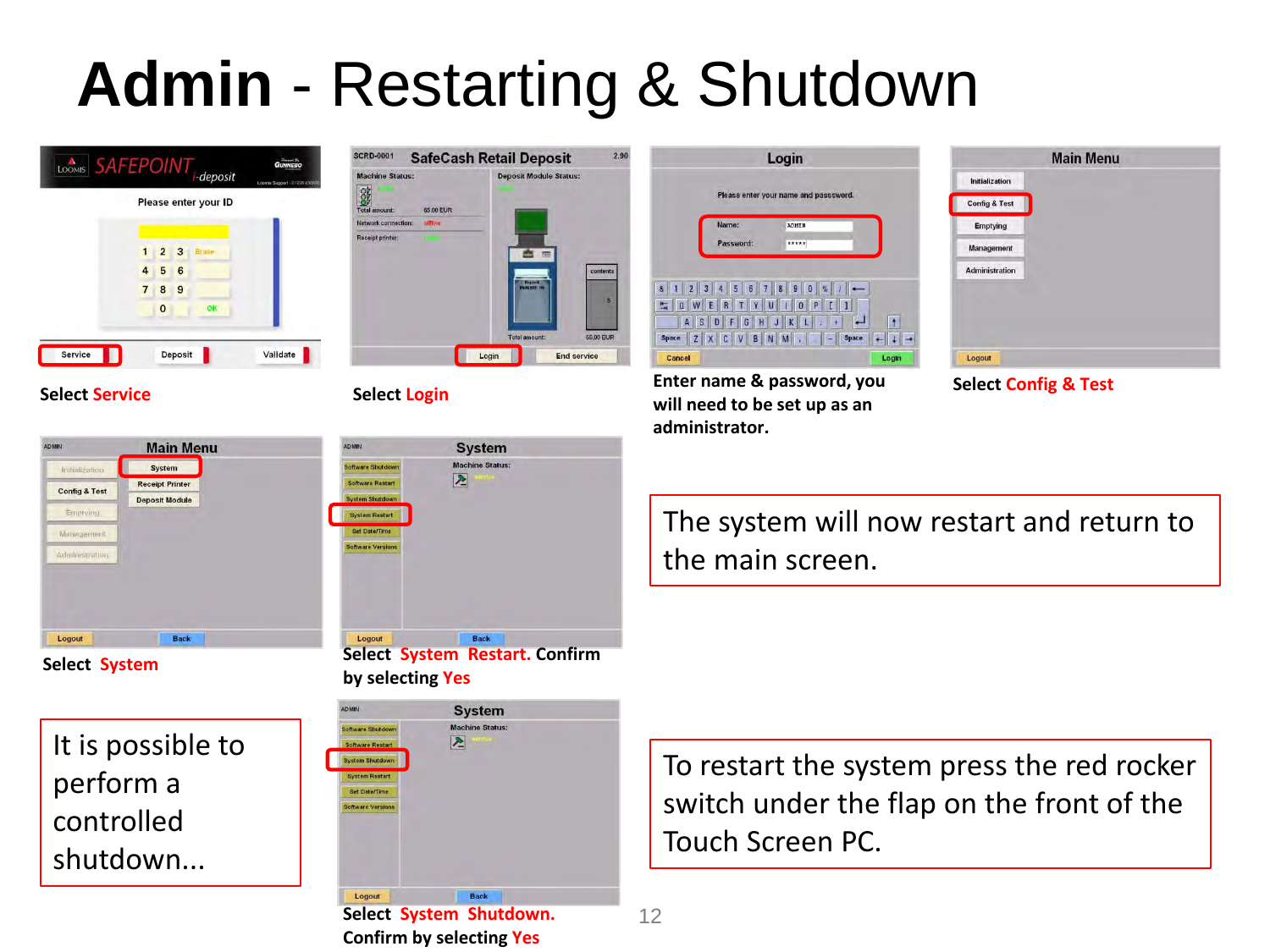# Admin - Restarting & Shutdown

Select Service

Select Login

Enter name & password, you will need to be set up as an administrator.

Select Config & Test

Select System

Select System Restart. Confirm by selecting Yes

The system will now restart and return to the main screen.

It is possible to perform a controlled shutdown...

Select System Shutdown. Confirm by selecting Yes

To restart the system press the red rocker switch under the flap on the front of the Touch Screen PC.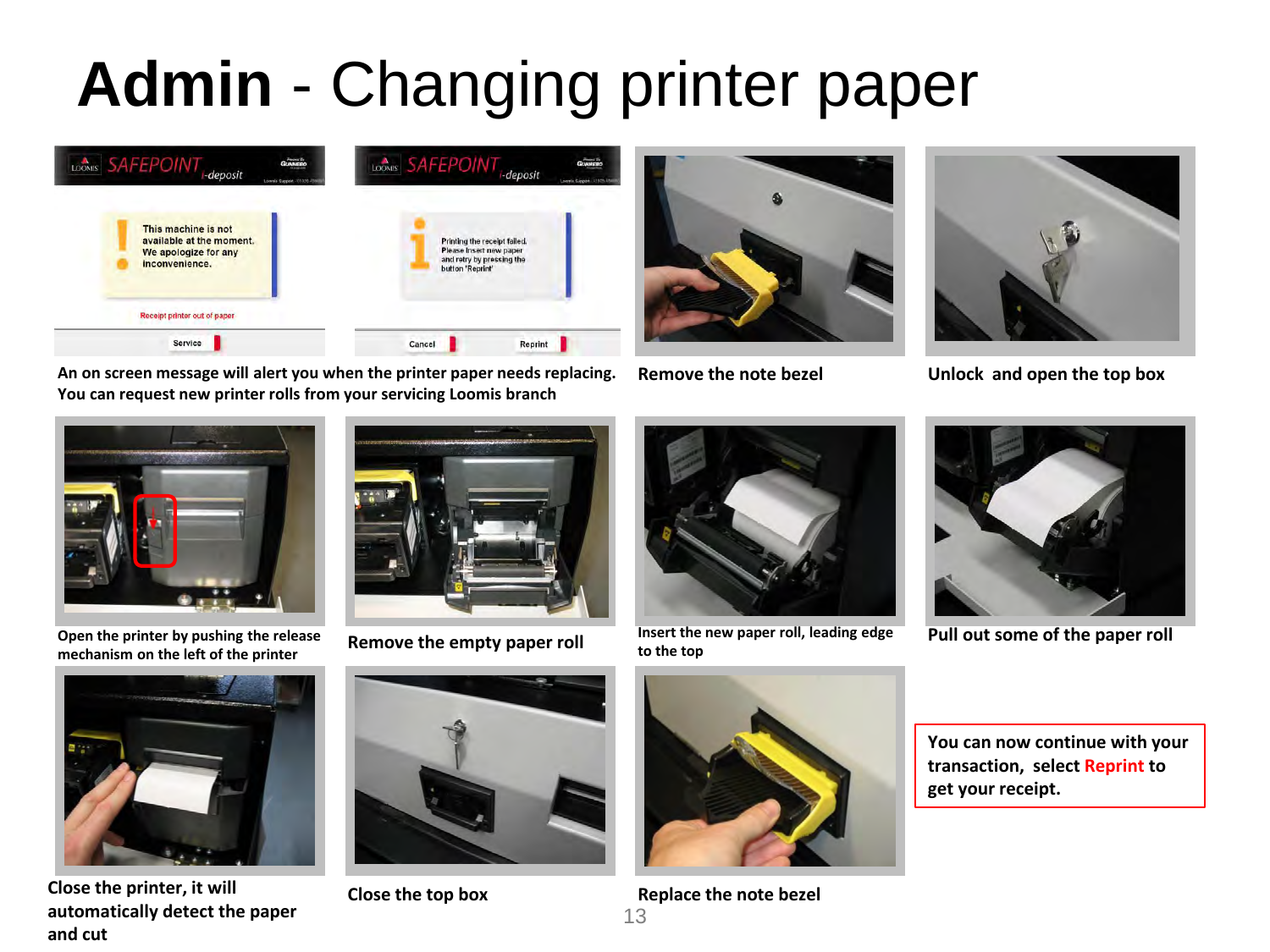# **Admin** - Changing printer paper

An on screen message will alert you when the printer paper needs replacing. You can request new printer rolls from your servicing Loomis branch

Remove the note bezel

Unlock and open the top box

Open the printer by pushing the release mechanism on the left of the printer

Remove the empty paper roll

Insert the new paper roll, leading edge to the top

Pull out some of the paper roll

Close the printer, it will automatically detect the paper and cut

Close the top box

Replace the note bezel

You can now continue with your transaction, select Reprint to get your receipt.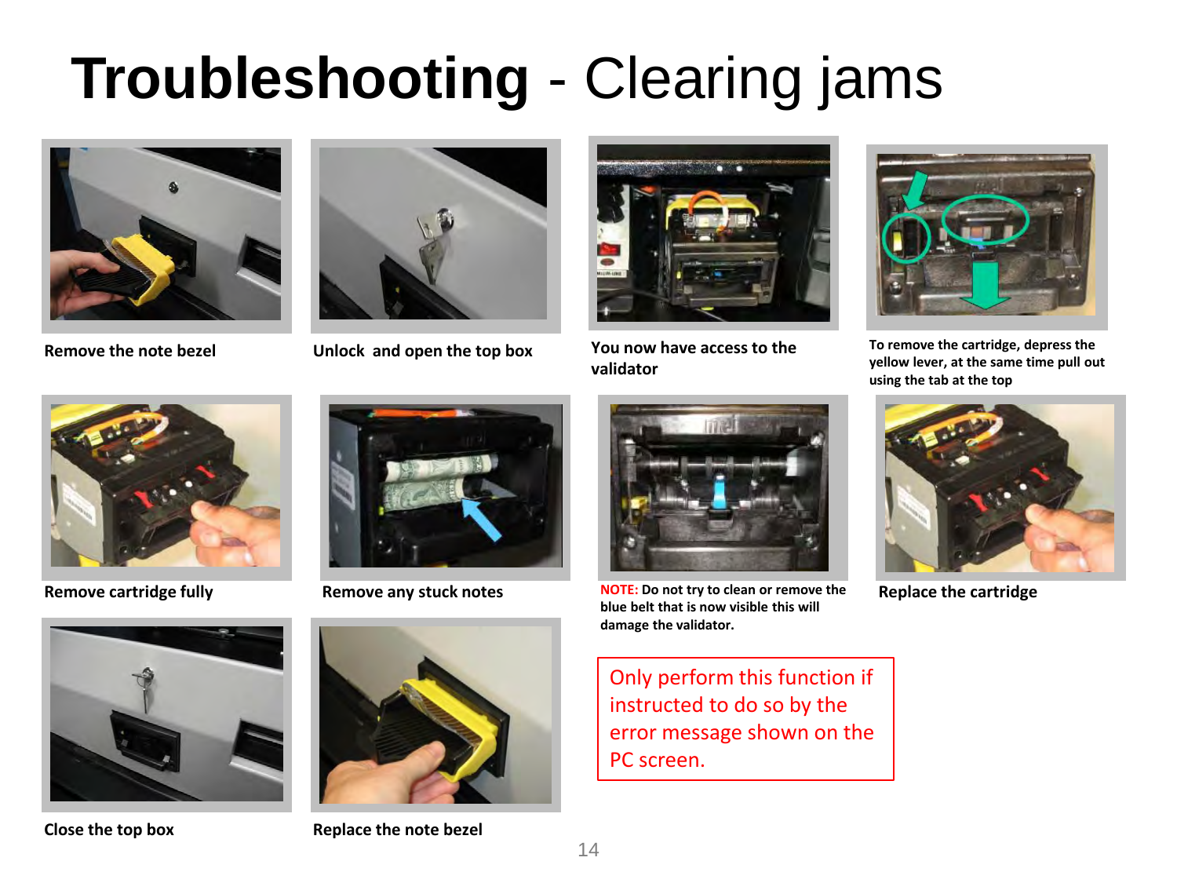# **Troubleshooting** - Clearing jams

**Remove the note bezel**

**Unlock and open the top box**

**You now have access to the validator**

**To remove the cartridge, depress the yellow lever, at the same time pull out using the tab at the top**

**Remove cartridge fully**

**Remove any stuck notes**

**NOTE:** **Do not try to clean or remove the blue belt that is now visible this will damage the validator.**

**Replace the cartridge**

**Close the top box**

**Replace the note bezel**

Only perform this function if instructed to do so by the error message shown on the PC screen.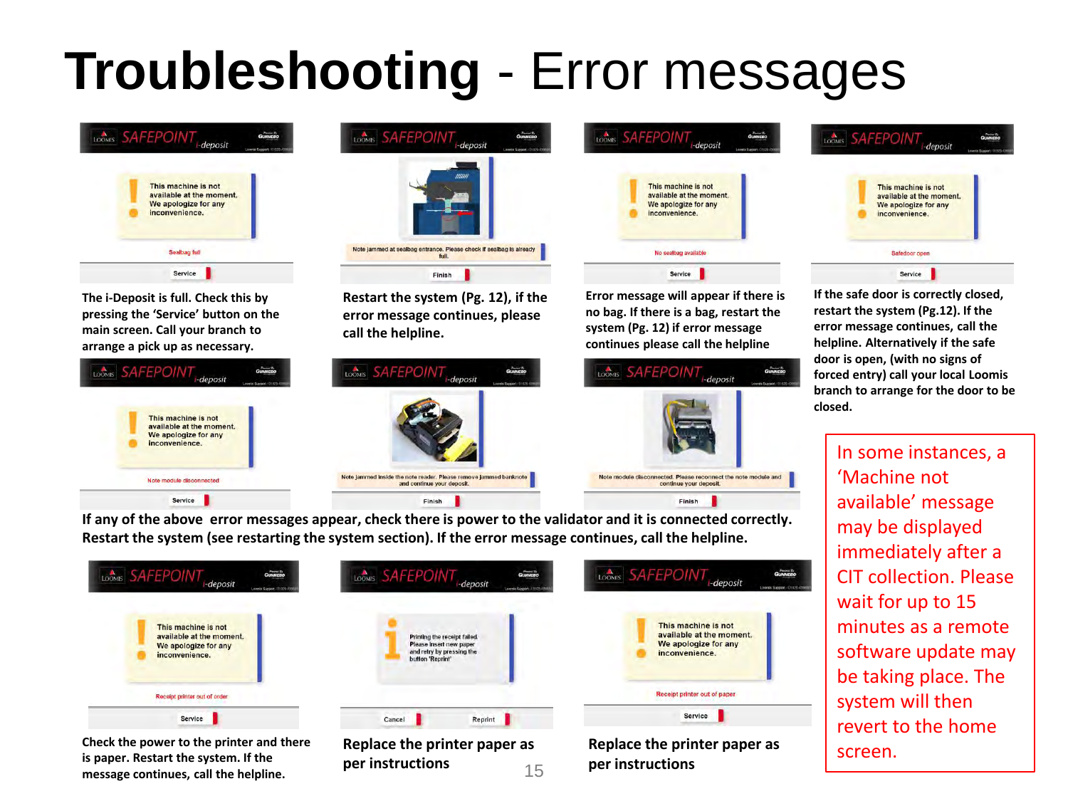# **Troubleshooting** - Error messages

This machine is not available at the moment. We apologize for any inconvenience.

Sealbag full

Service

**The i-Deposit is full. Check this by pressing the 'Service' button on the main screen. Call your branch to arrange a pick up as necessary.**

Note jammed at sealbag entrance. Please check if sealbag is already full.

Finish

**Restart the system (Pg. 12), if the error message continues, please call the helpline.**

This machine is not available at the moment. We apologize for any inconvenience.

No sealbag available

Service

**Error message will appear if there is no bag. If there is a bag, restart the system (Pg. 12) if error message continues please call the helpline**

This machine is not available at the moment. We apologize for any inconvenience.

Safedoor open

Service

**If the safe door is correctly closed, restart the system (Pg.12). If the error message continues, call the helpline. Alternatively if the safe door is open, (with no signs of forced entry) call your local Loomis branch to arrange for the door to be closed.**

This machine is not available at the moment. We apologize for any inconvenience.

Note module disconnected

Service

Note jammed inside the note reader. Please remove jammed banknote and continue your deposit.

Finish

Note module disconnected. Please reconnect the note module and continue your deposit.

Finish

**If any of the above error messages appear, check there is power to the validator and it is connected correctly. Restart the system (see restarting the system section). If the error message continues, call the helpline.**

In some instances, a 'Machine not available' message may be displayed immediately after a CIT collection. Please wait for up to 15 minutes as a remote software update may be taking place. The system will then revert to the home screen.

This machine is not available at the moment. We apologize for any inconvenience.

Receipt printer out of order

Service

**Check the power to the printer and there is paper. Restart the system. If the message continues, call the helpline.**

Printing the receipt failed. Please insert new paper and retry by pressing the button 'Reprint'

Cancel

Reprint

**Replace the printer paper as per instructions**

This machine is not available at the moment. We apologize for any inconvenience.

Receipt printer out of paper

Service

**Replace the printer paper as per instructions**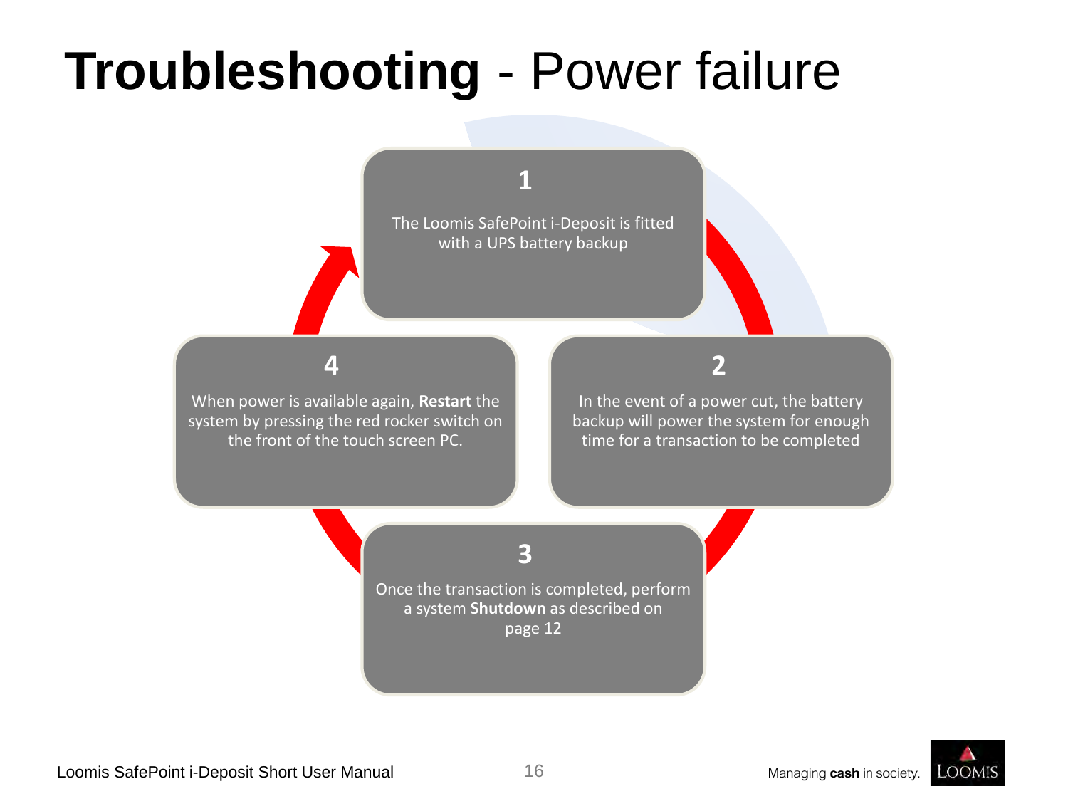# **Troubleshooting** - Power failure

**1**

The Loomis SafePoint i-Deposit is fitted with a UPS battery backup

**2**

In the event of a power cut, the battery backup will power the system for enough time for a transaction to be completed

**3**

Once the transaction is completed, perform a system **Shutdown** as described on page 12

**4**

When power is available again, **Restart** the system by pressing the red rocker switch on the front of the touch screen PC.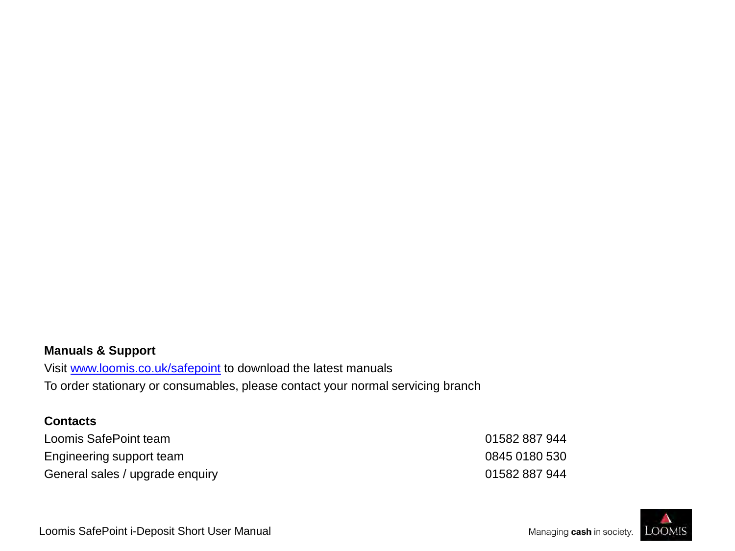**Manuals & Support**

Visit [www.loomis.co.uk/safepoint](www.loomis.co.uk/safepoint) to download the latest manuals

To order stationary or consumables, please contact your normal servicing branch

**Contacts**

| | |
|---|---|
| Loomis SafePoint team | 01582 887 944 |
| Engineering support team | 0845 0180 530 |
| General sales / upgrade enquiry | 01582 887 944 |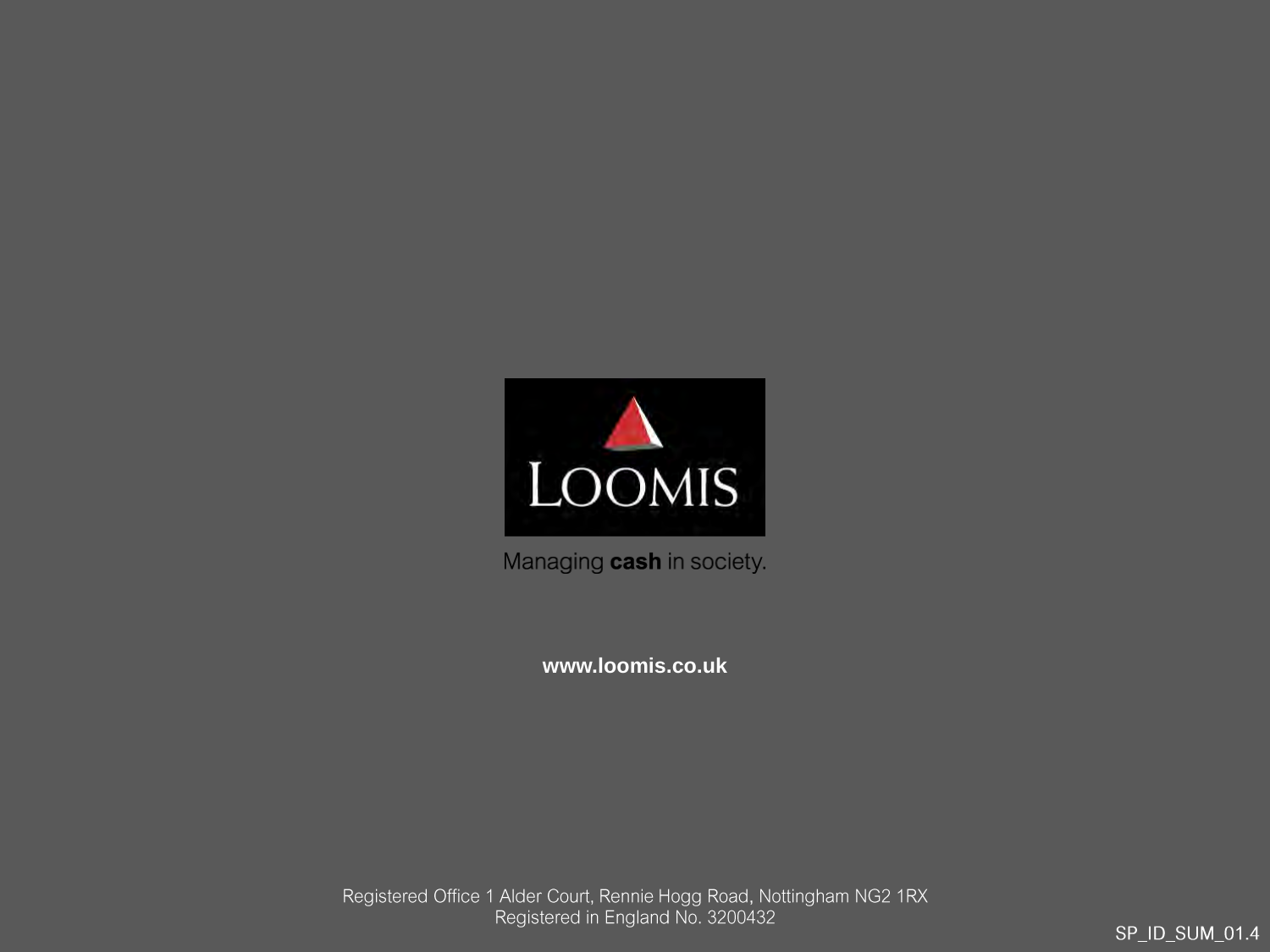LOOMIS

Managing **cash** in society.

**www.loomis.co.uk**

Registered Office 1 Alder Court, Rennie Hogg Road, Nottingham NG2 1RX
Registered in England No. 3200432

SP_ID_SUM_01.4